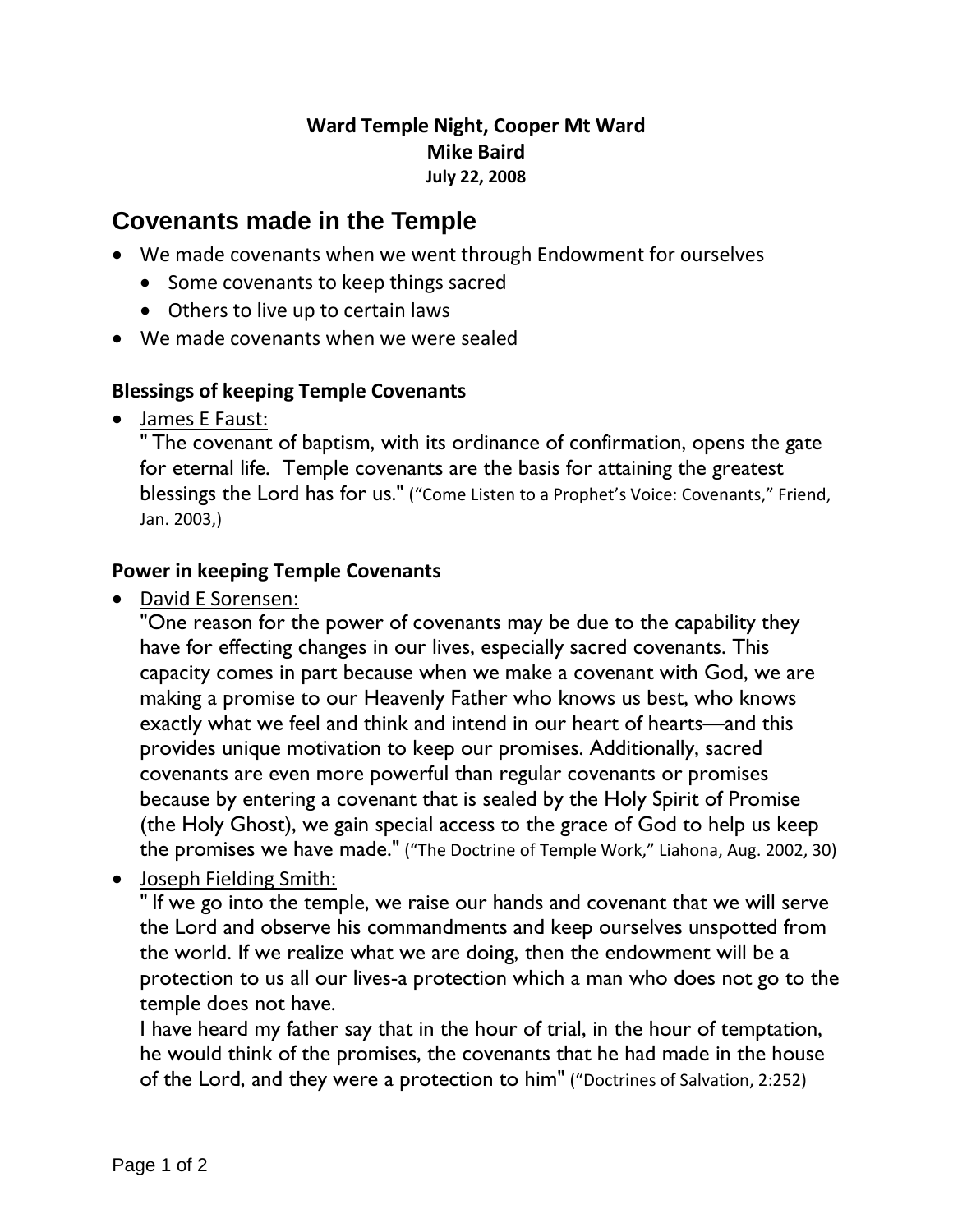**Ward Temple Night, Cooper Mt Ward**
**Mike Baird**
**July 22, 2008**

# Covenants made in the Temple

- We made covenants when we went through Endowment for ourselves
  - Some covenants to keep things sacred
  - Others to live up to certain laws
- We made covenants when we were sealed

### Blessings of keeping Temple Covenants

- <u>James E Faust:</u>
  " The covenant of baptism, with its ordinance of confirmation, opens the gate for eternal life. Temple covenants are the basis for attaining the greatest blessings the Lord has for us." ("Come Listen to a Prophet's Voice: Covenants," Friend, Jan. 2003,)

### Power in keeping Temple Covenants

- <u>David E Sorensen:</u>
  "One reason for the power of covenants may be due to the capability they have for effecting changes in our lives, especially sacred covenants. This capacity comes in part because when we make a covenant with God, we are making a promise to our Heavenly Father who knows us best, who knows exactly what we feel and think and intend in our heart of hearts—and this provides unique motivation to keep our promises. Additionally, sacred covenants are even more powerful than regular covenants or promises because by entering a covenant that is sealed by the Holy Spirit of Promise (the Holy Ghost), we gain special access to the grace of God to help us keep the promises we have made." ("The Doctrine of Temple Work," Liahona, Aug. 2002, 30)
- <u>Joseph Fielding Smith:</u>
  " If we go into the temple, we raise our hands and covenant that we will serve the Lord and observe his commandments and keep ourselves unspotted from the world. If we realize what we are doing, then the endowment will be a protection to us all our lives-a protection which a man who does not go to the temple does not have.
  I have heard my father say that in the hour of trial, in the hour of temptation, he would think of the promises, the covenants that he had made in the house of the Lord, and they were a protection to him" ("Doctrines of Salvation, 2:252)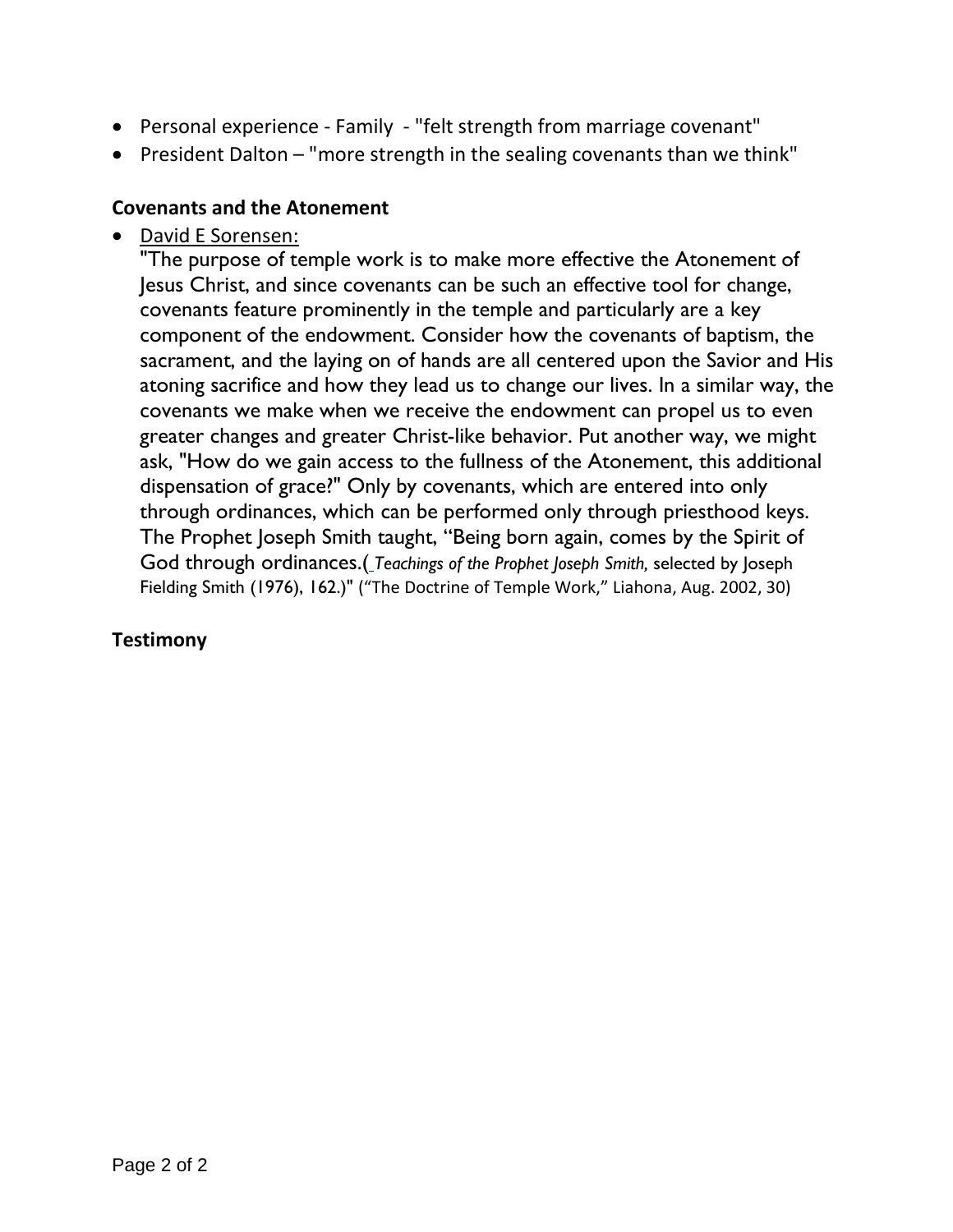- Personal experience - Family - "felt strength from marriage covenant"
- President Dalton – "more strength in the sealing covenants than we think"

**Covenants and the Atonement**

- David E Sorensen:

  "The purpose of temple work is to make more effective the Atonement of Jesus Christ, and since covenants can be such an effective tool for change, covenants feature prominently in the temple and particularly are a key component of the endowment. Consider how the covenants of baptism, the sacrament, and the laying on of hands are all centered upon the Savior and His atoning sacrifice and how they lead us to change our lives. In a similar way, the covenants we make when we receive the endowment can propel us to even greater changes and greater Christ-like behavior. Put another way, we might ask, "How do we gain access to the fullness of the Atonement, this additional dispensation of grace?" Only by covenants, which are entered into only through ordinances, which can be performed only through priesthood keys. The Prophet Joseph Smith taught, "Being born again, comes by the Spirit of God through ordinances.( *Teachings of the Prophet Joseph Smith,* selected by Joseph Fielding Smith (1976), 162.)" ("The Doctrine of Temple Work," Liahona, Aug. 2002, 30)

**Testimony**